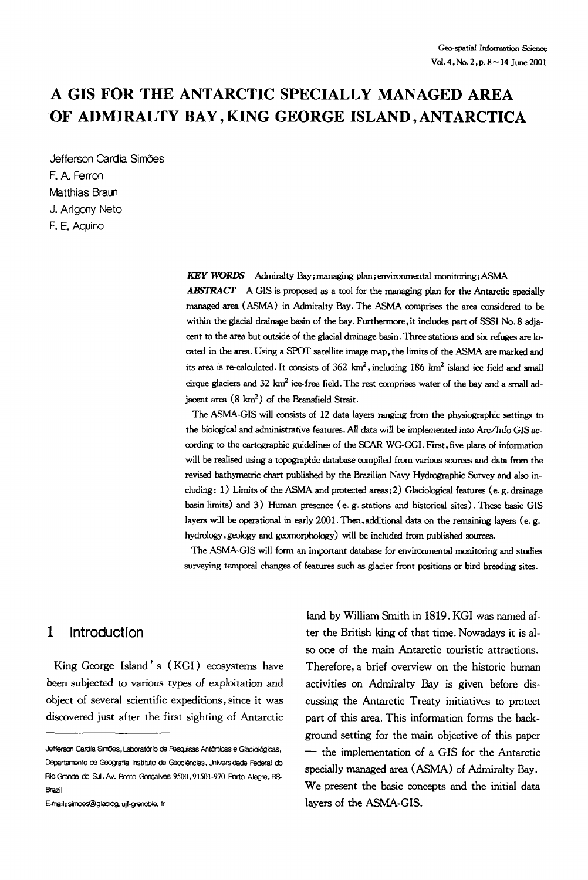# A GIS FOR THE ANTARCTIC SPECIALLY MANAGED AREA OF ADMIRALTY BAY, KING GEORGE ISLAND, ANTARCTICA

Jefferson Cardia Simões
F. A. Ferron
Matthias Braun
J. Arigony Neto
F. E. Aquino

***KEY WORDS*** Admiralty Bay; managing plan; environmental monitoring; ASMA

***ABSTRACT*** A GIS is proposed as a tool for the managing plan for the Antarctic specially managed area (ASMA) in Admiralty Bay. The ASMA comprises the area considered to be within the glacial drainage basin of the bay. Furthermore, it includes part of SSSI No. 8 adjacent to the area but outside of the glacial drainage basin. Three stations and six refuges are located in the area. Using a SPOT satellite image map, the limits of the ASMA are marked and its area is re-calculated. It consists of 362 $km^2$, including 186 $km^2$ island ice field and small cirque glaciers and 32 $km^2$ ice-free field. The rest comprises water of the bay and a small adjacent area (8 $km^2$) of the Bransfield Strait.

The ASMA-GIS will consists of 12 data layers ranging from the physiographic settings to the biological and administrative features. All data will be implemented into Arc/Info GIS according to the cartographic guidelines of the SCAR WG-GGI. First, five plans of information will be realised using a topographic database compiled from various sources and data from the revised bathymetric chart published by the Brazilian Navy Hydrographic Survey and also including: 1) Limits of the ASMA and protected areas; 2) Glaciological features (e.g. drainage basin limits) and 3) Human presence (e.g. stations and historical sites). These basic GIS layers will be operational in early 2001. Then, additional data on the remaining layers (e.g. hydrology, geology and geomorphology) will be included from published sources.

The ASMA-GIS will form an important database for environmental monitoring and studies surveying temporal changes of features such as glacier front positions or bird breading sites.

## 1 Introduction

King George Island's (KGI) ecosystems have been subjected to various types of exploitation and object of several scientific expeditions, since it was discovered just after the first sighting of Antarctic land by William Smith in 1819. KGI was named after the British king of that time. Nowadays it is also one of the main Antarctic touristic attractions. Therefore, a brief overview on the historic human activities on Admiralty Bay is given before discussing the Antarctic Treaty initiatives to protect part of this area. This information forms the background setting for the main objective of this paper — the implementation of a GIS for the Antarctic specially managed area (ASMA) of Admiralty Bay. We present the basic concepts and the initial data layers of the ASMA-GIS.

---

Jefferson Cardia Simões, Laboratório de Pesquisas Antárticas e Glaciológicas, Departamento de Geografia Instituto de Geociências, Universidade Federal do Rio Grande do Sul, Av. Bento Gonçalves 9500, 91501-970 Porto Alegre, RS-Brazil

E-mail: simoes@glaciog.ujf-grenoble.fr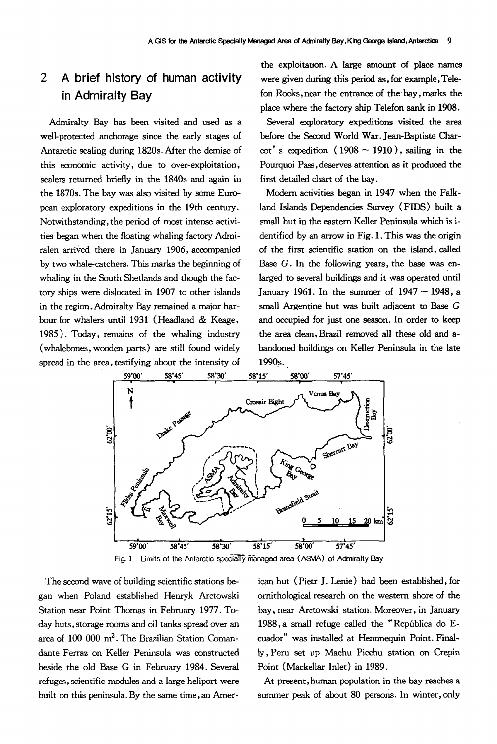## 2 A brief history of human activity in Admiralty Bay

Admiralty Bay has been visited and used as a well-protected anchorage since the early stages of Antarctic sealing during 1820s. After the demise of this economic activity, due to over-exploitation, sealers returned briefly in the 1840s and again in the 1870s. The bay was also visited by some European exploratory expeditions in the 19th century. Notwithstanding, the period of most intense activities began when the floating whaling factory Admiralen arrived there in January 1906, accompanied by two whale-catchers. This marks the beginning of whaling in the South Shetlands and though the factory ships were dislocated in 1907 to other islands in the region, Admiralty Bay remained a major harbour for whalers until 1931 (Headland & Keage, 1985). Today, remains of the whaling industry (whalebones, wooden parts) are still found widely spread in the area, testifying about the intensity of the exploitation. A large amount of place names were given during this period as, for example, Telefon Rocks, near the entrance of the bay, marks the place where the factory ship Telefon sank in 1908.

Several exploratory expeditions visited the area before the Second World War. Jean-Baptiste Charcot's expedition (1908 ~ 1910), sailing in the Pourquoi Pass, deserves attention as it produced the first detailed chart of the bay.

Modern activities began in 1947 when the Falkland Islands Dependencies Survey (FIDS) built a small hut in the eastern Keller Peninsula which is identified by an arrow in Fig. 1. This was the origin of the first scientific station on the island, called Base G. In the following years, the base was enlarged to several buildings and it was operated until January 1961. In the summer of 1947 ~ 1948, a small Argentine hut was built adjacent to Base G and occupied for just one season. In order to keep the area clean, Brazil removed all these old and abandoned buildings on Keller Peninsula in the late 1990s.

Fig. 1 Limits of the Antarctic specially managed area (ASMA) of Admiralty Bay

The second wave of building scientific stations began when Poland established Henryk Arctowski Station near Point Thomas in February 1977. Today huts, storage rooms and oil tanks spread over an area of 100 000 m$^2$. The Brazilian Station Comandante Ferraz on Keller Peninsula was constructed beside the old Base G in February 1984. Several refuges, scientific modules and a large heliport were built on this peninsula. By the same time, an American hut (Pietr J. Lenie) had been established, for ornithological research on the western shore of the bay, near Arctowski station. Moreover, in January 1988, a small refuge called the "República do Ecuador" was installed at Hennnequin Point. Finally, Peru set up Machu Picchu station on Crepin Point (Mackellar Inlet) in 1989.

At present, human population in the bay reaches a summer peak of about 80 persons. In winter, only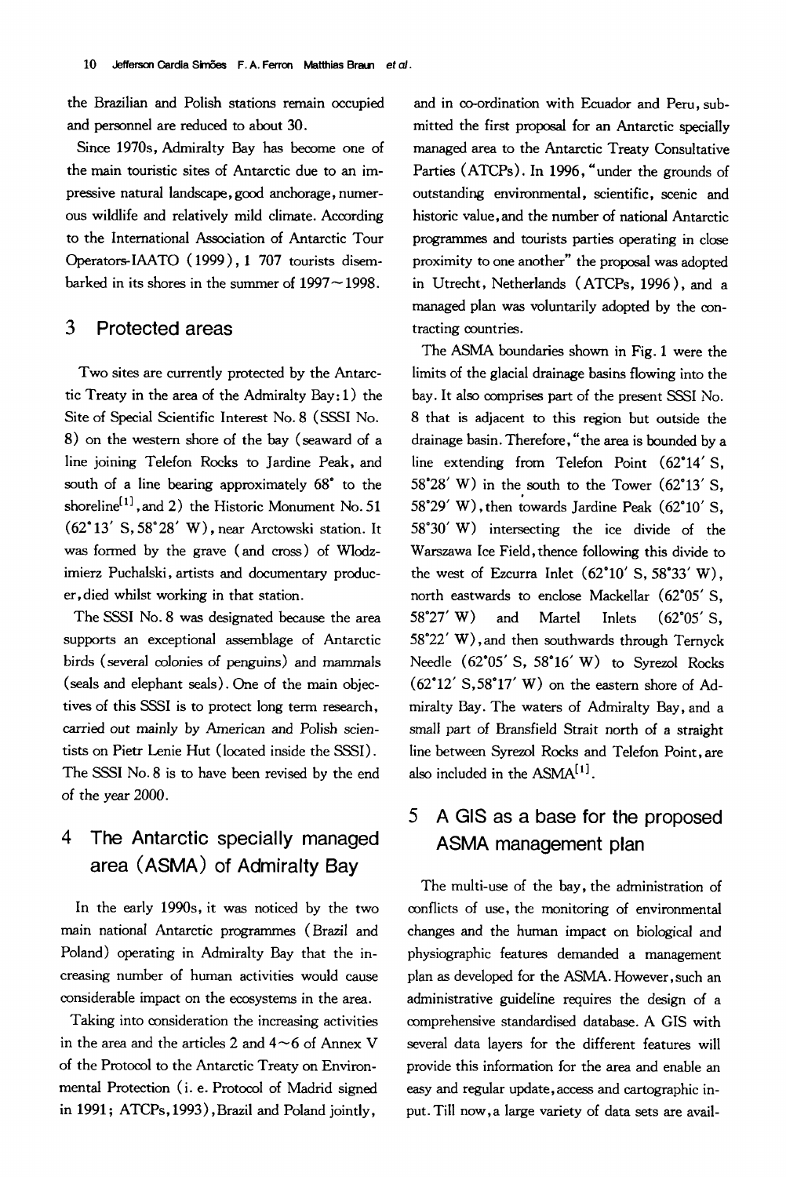the Brazilian and Polish stations remain occupied and personnel are reduced to about 30.

Since 1970s, Admiralty Bay has become one of the main touristic sites of Antarctic due to an impressive natural landscape, good anchorage, numerous wildlife and relatively mild climate. According to the International Association of Antarctic Tour Operators-IAATO (1999), 1 707 tourists disembarked in its shores in the summer of 1997～1998.

## 3 Protected areas

Two sites are currently protected by the Antarctic Treaty in the area of the Admiralty Bay: 1) the Site of Special Scientific Interest No. 8 (SSSI No. 8) on the western shore of the bay (seaward of a line joining Telefon Rocks to Jardine Peak, and south of a line bearing approximately 68° to the shoreline[1], and 2) the Historic Monument No. 51 (62°13′ S, 58°28′ W), near Arctowski station. It was formed by the grave (and cross) of Wlodzimierz Puchalski, artists and documentary producer, died whilst working in that station.

The SSSI No. 8 was designated because the area supports an exceptional assemblage of Antarctic birds (several colonies of penguins) and mammals (seals and elephant seals). One of the main objectives of this SSSI is to protect long term research, carried out mainly by American and Polish scientists on Pietr Lenie Hut (located inside the SSSI). The SSSI No. 8 is to have been revised by the end of the year 2000.

## 4 The Antarctic specially managed area (ASMA) of Admiralty Bay

In the early 1990s, it was noticed by the two main national Antarctic programmes (Brazil and Poland) operating in Admiralty Bay that the increasing number of human activities would cause considerable impact on the ecosystems in the area.

Taking into consideration the increasing activities in the area and the articles 2 and 4～6 of Annex V of the Protocol to the Antarctic Treaty on Environmental Protection (i. e. Protocol of Madrid signed in 1991; ATCPs, 1993), Brazil and Poland jointly, and in co-ordination with Ecuador and Peru, submitted the first proposal for an Antarctic specially managed area to the Antarctic Treaty Consultative Parties (ATCPs). In 1996, "under the grounds of outstanding environmental, scientific, scenic and historic value, and the number of national Antarctic programmes and tourists parties operating in close proximity to one another" the proposal was adopted in Utrecht, Netherlands (ATCPs, 1996), and a managed plan was voluntarily adopted by the contracting countries.

The ASMA boundaries shown in Fig. 1 were the limits of the glacial drainage basins flowing into the bay. It also comprises part of the present SSSI No. 8 that is adjacent to this region but outside the drainage basin. Therefore, "the area is bounded by a line extending from Telefon Point (62°14′ S, 58°28′ W) in the south to the Tower (62°13′ S, 58°29′ W), then towards Jardine Peak (62°10′ S, 58°30′ W) intersecting the ice divide of the Warszawa Ice Field, thence following this divide to the west of Ezcurra Inlet (62°10′ S, 58°33′ W), north eastwards to enclose Mackellar (62°05′ S, 58°27′ W) and Martel Inlets (62°05′ S, 58°22′ W), and then southwards through Ternyck Needle (62°05′ S, 58°16′ W) to Syrezol Rocks (62°12′ S, 58°17′ W) on the eastern shore of Admiralty Bay. The waters of Admiralty Bay, and a small part of Bransfield Strait north of a straight line between Syrezol Rocks and Telefon Point, are also included in the ASMA[1].

## 5 A GIS as a base for the proposed ASMA management plan

The multi-use of the bay, the administration of conflicts of use, the monitoring of environmental changes and the human impact on biological and physiographic features demanded a management plan as developed for the ASMA. However, such an administrative guideline requires the design of a comprehensive standardised database. A GIS with several data layers for the different features will provide this information for the area and enable an easy and regular update, access and cartographic input. Till now, a large variety of data sets are avail-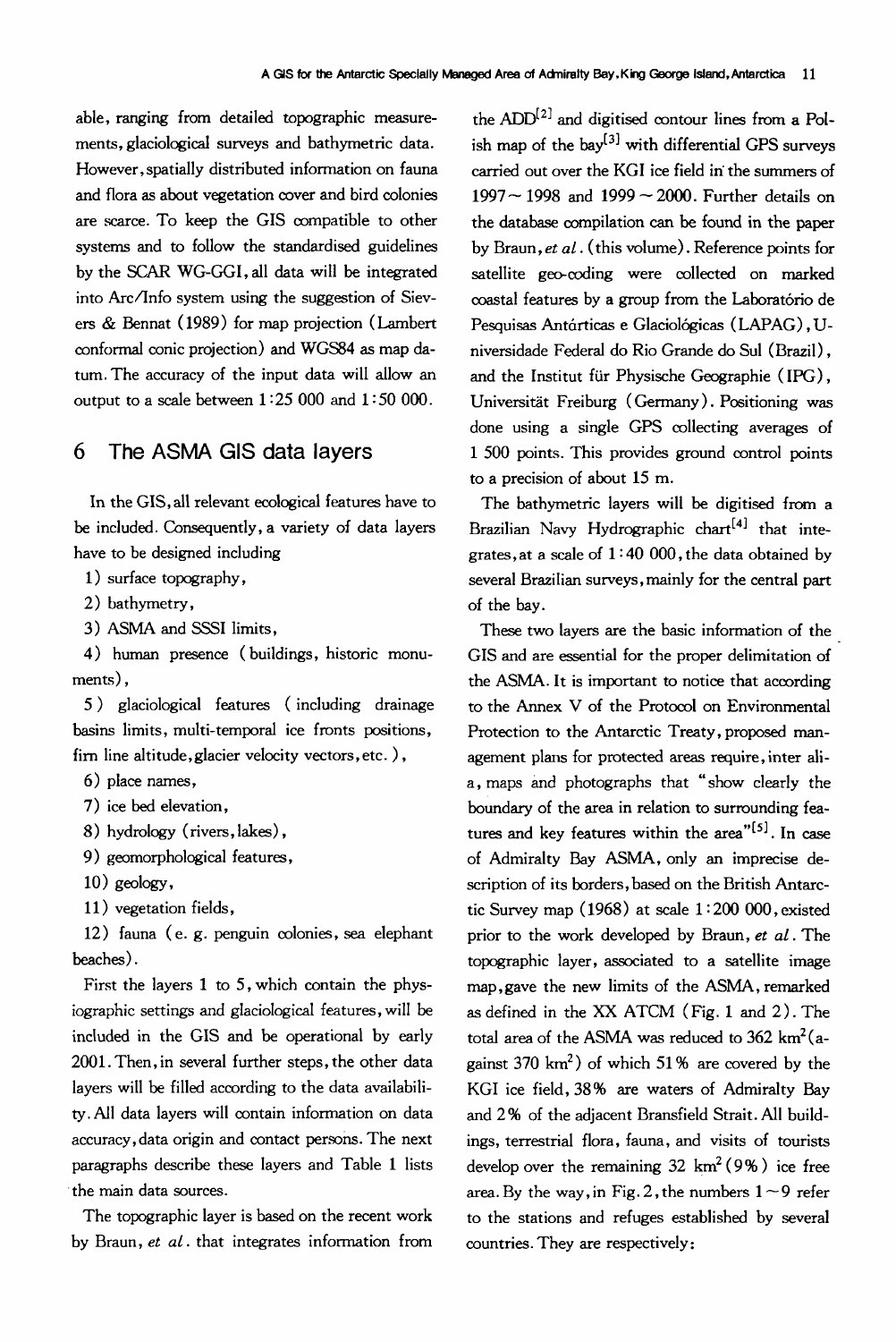able, ranging from detailed topographic measurements, glaciological surveys and bathymetric data. However, spatially distributed information on fauna and flora as about vegetation cover and bird colonies are scarce. To keep the GIS compatible to other systems and to follow the standardised guidelines by the SCAR WG-GGI, all data will be integrated into Arc/Info system using the suggestion of Sievers & Bennat (1989) for map projection (Lambert conformal conic projection) and WGS84 as map datum. The accuracy of the input data will allow an output to a scale between 1:25 000 and 1:50 000.

## 6 The ASMA GIS data layers

In the GIS, all relevant ecological features have to be included. Consequently, a variety of data layers have to be designed including

1) surface topography,
2) bathymetry,
3) ASMA and SSSI limits,
4) human presence (buildings, historic monuments),
5) glaciological features (including drainage basins limits, multi-temporal ice fronts positions, firn line altitude, glacier velocity vectors, etc.),
6) place names,
7) ice bed elevation,
8) hydrology (rivers, lakes),
9) geomorphological features,
10) geology,
11) vegetation fields,
12) fauna (e.g. penguin colonies, sea elephant beaches).

First the layers 1 to 5, which contain the physiographic settings and glaciological features, will be included in the GIS and be operational by early 2001. Then, in several further steps, the other data layers will be filled according to the data availability. All data layers will contain information on data accuracy, data origin and contact persons. The next paragraphs describe these layers and Table 1 lists the main data sources.

The topographic layer is based on the recent work by Braun, *et al*. that integrates information from the ADD[2] and digitised contour lines from a Polish map of the bay[3] with differential GPS surveys carried out over the KGI ice field in the summers of 1997 ~ 1998 and 1999 ~ 2000. Further details on the database compilation can be found in the paper by Braun, *et al*. (this volume). Reference points for satellite geo-coding were collected on marked coastal features by a group from the Laboratório de Pesquisas Antárticas e Glaciológicas (LAPAG), Universidade Federal do Rio Grande do Sul (Brazil), and the Institut für Physische Geographie (IPG), Universität Freiburg (Germany). Positioning was done using a single GPS collecting averages of 1 500 points. This provides ground control points to a precision of about 15 m.

The bathymetric layers will be digitised from a Brazilian Navy Hydrographic chart[4] that integrates, at a scale of 1:40 000, the data obtained by several Brazilian surveys, mainly for the central part of the bay.

These two layers are the basic information of the GIS and are essential for the proper delimitation of the ASMA. It is important to notice that according to the Annex V of the Protocol on Environmental Protection to the Antarctic Treaty, proposed management plans for protected areas require, inter alia, maps and photographs that "show clearly the boundary of the area in relation to surrounding features and key features within the area"[5]. In case of Admiralty Bay ASMA, only an imprecise description of its borders, based on the British Antarctic Survey map (1968) at scale 1:200 000, existed prior to the work developed by Braun, *et al*. The topographic layer, associated to a satellite image map, gave the new limits of the ASMA, remarked as defined in the XX ATCM (Fig. 1 and 2). The total area of the ASMA was reduced to 362 km$^2$ (against 370 km$^2$) of which 51% are covered by the KGI ice field, 38% are waters of Admiralty Bay and 2% of the adjacent Bransfield Strait. All buildings, terrestrial flora, fauna, and visits of tourists develop over the remaining 32 km$^2$ (9%) ice free area. By the way, in Fig. 2, the numbers 1 ~ 9 refer to the stations and refuges established by several countries. They are respectively: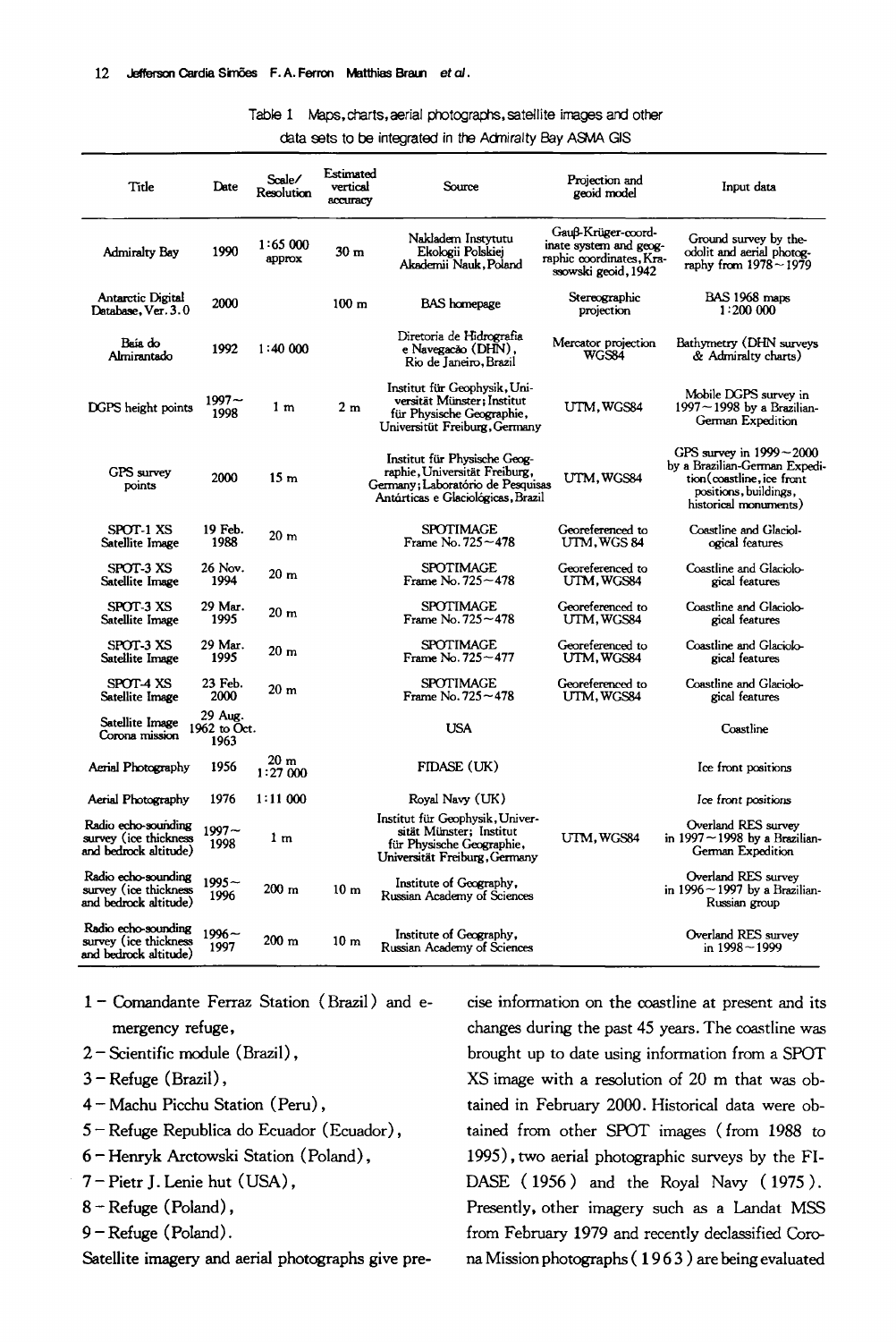Table 1 Maps, charts, aerial photographs, satellite images and other data sets to be integrated in the Admiralty Bay ASMA GIS

| Title | Date | Scale/ Resolution | Estimated vertical accuracy | Source | Projection and geoid model | Input data |
|---|---|---|---|---|---|---|
| Admiralty Bay | 1990 | 1:65 000 approx | 30 m | Nakladem Instytutu Ekologii Polskiej Akademii Nauk, Poland | Gauß-Krüger-coordinate system and geographic coordinates, Krassowski geoid, 1942 | Ground survey by theodolit and aerial photography from 1978~1979 |
| Antarctic Digital Database, Ver. 3.0 | 2000 | | 100 m | BAS homepage | Stereographic projection | BAS 1968 maps 1:200 000 |
| Baía do Almirantado | 1992 | 1:40 000 | | Diretoria de Hidrografia e Navegacão (DHN), Rio de Janeiro, Brazil | Mercator projection WGS84 | Bathymetry (DHN surveys & Admiralty charts) |
| DGPS height points | 1997~1998 | 1 m | 2 m | Institut für Geophysik, Universität Münster; Institut für Physische Geographie, Universität Freiburg, Germany | UTM, WGS84 | Mobile DGPS survey in 1997~1998 by a Brazilian-German Expedition |
| GPS survey points | 2000 | 15 m | | Institut für Physische Geographie, Universität Freiburg, Germany; Laboratório de Pesquisas Antárticas e Glaciológicas, Brazil | UTM, WGS84 | GPS survey in 1999~2000 by a Brazilian-German Expedition (coastline, ice front positions, buildings, historical monuments) |
| SPOT-1 XS Satellite Image | 19 Feb. 1988 | 20 m | | SPOTIMAGE Frame No. 725~478 | Georeferenced to UTM, WGS 84 | Coastline and Glaciological features |
| SPOT-3 XS Satellite Image | 26 Nov. 1994 | 20 m | | SPOTIMAGE Frame No. 725~478 | Georeferenced to UTM, WGS84 | Coastline and Glaciological features |
| SPOT-3 XS Satellite Image | 29 Mar. 1995 | 20 m | | SPOTIMAGE Frame No. 725~478 | Georeferenced to UTM, WGS84 | Coastline and Glaciological features |
| SPOT-3 XS Satellite Image | 29 Mar. 1995 | 20 m | | SPOTIMAGE Frame No. 725~477 | Georeferenced to UTM, WGS84 | Coastline and Glaciological features |
| SPOT-4 XS Satellite Image | 23 Feb. 2000 | 20 m | | SPOTIMAGE Frame No. 725~478 | Georeferenced to UTM, WGS84 | Coastline and Glaciological features |
| Satellite Image Corona mission | 29 Aug. 1962 to Oct. 1963 | | | USA | | Coastline |
| Aerial Photography | 1956 | 20 m 1:27 000 | | FIDASE (UK) | | Ice front positions |
| Aerial Photography | 1976 | 1:11 000 | | Royal Navy (UK) | | Ice front positions |
| Radio echo-sounding survey (ice thickness and bedrock altitude) | 1997~1998 | 1 m | | Institut für Geophysik, Universität Münster; Institut für Physische Geographie, Universität Freiburg, Germany | UTM, WGS84 | Overland RES survey in 1997~1998 by a Brazilian-German Expedition |
| Radio echo-sounding survey (ice thickness and bedrock altitude) | 1995~1996 | 200 m | 10 m | Institute of Geography, Russian Academy of Sciences | | Overland RES survey in 1996~1997 by a Brazilian-Russian group |
| Radio echo-sounding survey (ice thickness and bedrock altitude) | 1996~1997 | 200 m | 10 m | Institute of Geography, Russian Academy of Sciences | | Overland RES survey in 1998~1999 |

1 – Comandante Ferraz Station (Brazil) and emergency refuge,
2 – Scientific module (Brazil),
3 – Refuge (Brazil),
4 – Machu Picchu Station (Peru),
5 – Refuge Republica do Ecuador (Ecuador),
6 – Henryk Arctowski Station (Poland),
7 – Pietr J. Lenie hut (USA),
8 – Refuge (Poland),
9 – Refuge (Poland).

Satellite imagery and aerial photographs give precise information on the coastline at present and its changes during the past 45 years. The coastline was brought up to date using information from a SPOT XS image with a resolution of 20 m that was obtained in February 2000. Historical data were obtained from other SPOT images (from 1988 to 1995), two aerial photographic surveys by the FIDASE (1956) and the Royal Navy (1975). Presently, other imagery such as a Landat MSS from February 1979 and recently declassified Corona Mission photographs (1963) are being evaluated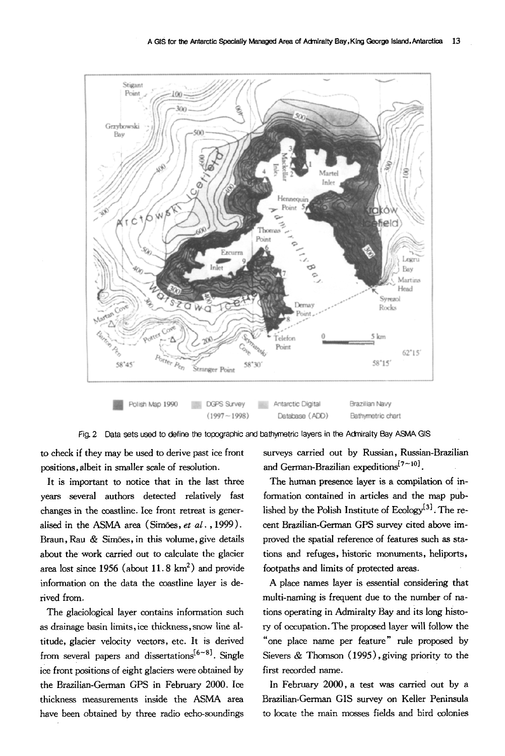Fig. 2 Data sets used to define the topographic and bathymetric layers in the Admiralty Bay ASMA GIS

Polish Map 1990 | DGPS Survey (1997~1998) | Antarctic Digital Database (ADD) | Brazilian Navy Bathymetric chart

to check if they may be used to derive past ice front positions, albeit in smaller scale of resolution.

It is important to notice that in the last three years several authors detected relatively fast changes in the coastline. Ice front retreat is generalised in the ASMA area (Simões, *et al.*, 1999). Braun, Rau & Simões, in this volume, give details about the work carried out to calculate the glacier area lost since 1956 (about 11.8 $km^2$) and provide information on the data the coastline layer is derived from.

The glaciological layer contains information such as drainage basin limits, ice thickness, snow line altitude, glacier velocity vectors, etc. It is derived from several papers and dissertations[6~8]. Single ice front positions of eight glaciers were obtained by the Brazilian-German GPS in February 2000. Ice thickness measurements inside the ASMA area have been obtained by three radio echo-soundings surveys carried out by Russian, Russian-Brazilian and German-Brazilian expeditions[7~10].

The human presence layer is a compilation of information contained in articles and the map published by the Polish Institute of Ecology[3]. The recent Brazilian-German GPS survey cited above improved the spatial reference of features such as stations and refuges, historic monuments, heliports, footpaths and limits of protected areas.

A place names layer is essential considering that multi-naming is frequent due to the number of nations operating in Admiralty Bay and its long history of occupation. The proposed layer will follow the "one place name per feature" rule proposed by Sievers & Thomson (1995), giving priority to the first recorded name.

In February 2000, a test was carried out by a Brazilian-German GIS survey on Keller Peninsula to locate the main mosses fields and bird colonies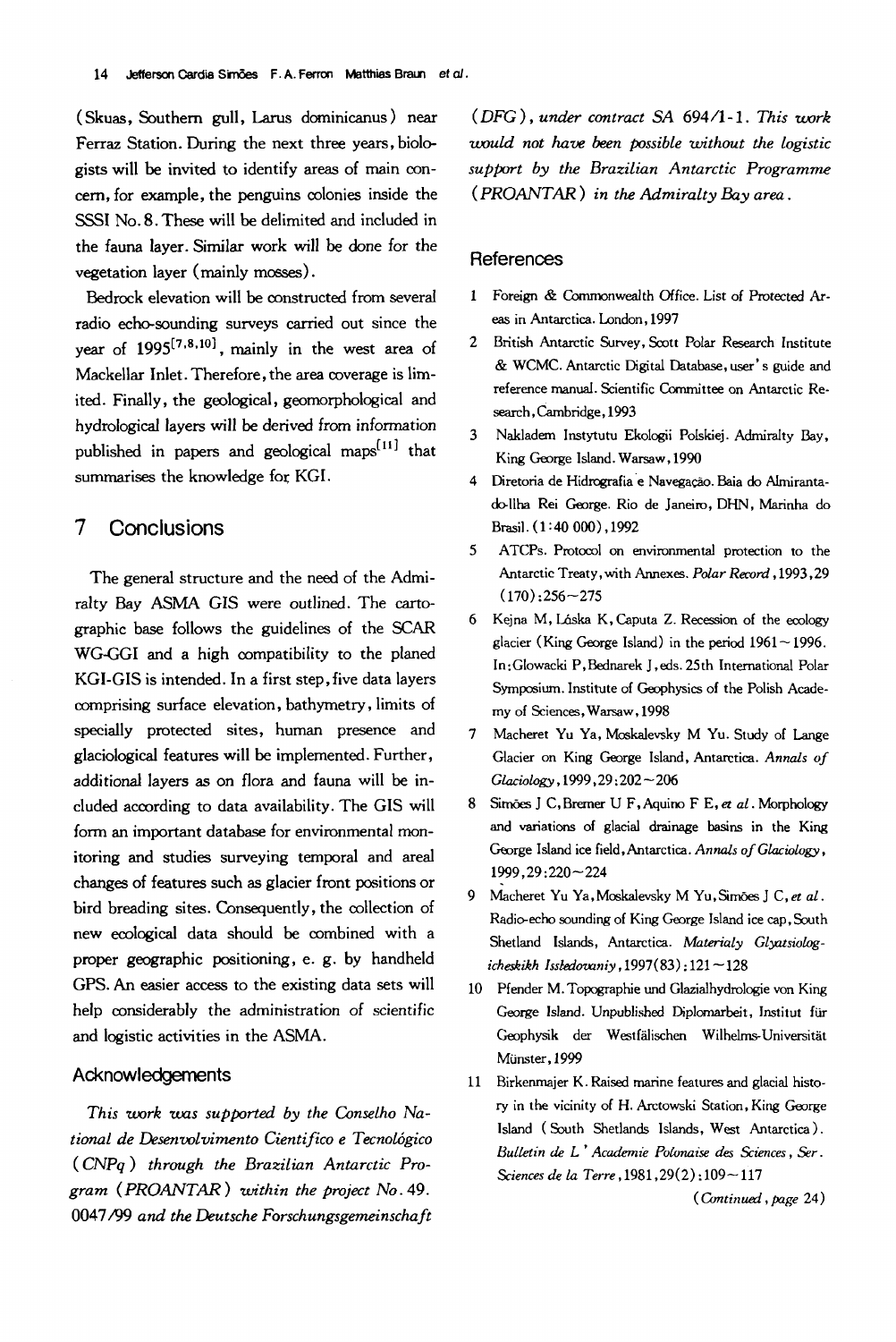(Skuas, Southern gull, Larus dominicanus) near Ferraz Station. During the next three years, biologists will be invited to identify areas of main concern, for example, the penguins colonies inside the SSSI No. 8. These will be delimited and included in the fauna layer. Similar work will be done for the vegetation layer (mainly mosses).

Bedrock elevation will be constructed from several radio echo-sounding surveys carried out since the year of 1995[7,8,10], mainly in the west area of Mackellar Inlet. Therefore, the area coverage is limited. Finally, the geological, geomorphological and hydrological layers will be derived from information published in papers and geological maps[11] that summarises the knowledge for KGI.

## 7 Conclusions

The general structure and the need of the Admiralty Bay ASMA GIS were outlined. The cartographic base follows the guidelines of the SCAR WG-GGI and a high compatibility to the planed KGI-GIS is intended. In a first step, five data layers comprising surface elevation, bathymetry, limits of specially protected sites, human presence and glaciological features will be implemented. Further, additional layers as on flora and fauna will be included according to data availability. The GIS will form an important database for environmental monitoring and studies surveying temporal and areal changes of features such as glacier front positions or bird breeding sites. Consequently, the collection of new ecological data should be combined with a proper geographic positioning, e. g. by handheld GPS. An easier access to the existing data sets will help considerably the administration of scientific and logistic activities in the ASMA.

### Acknowledgements

*This work was supported by the Conselho Nacional de Desenvolvimento Científico e Tecnológico (CNPq) through the Brazilian Antarctic Program (PROANTAR) within the project No. 49.0047/99 and the Deutsche Forschungsgemeinschaft (DFG), under contract SA 694/1-1. This work would not have been possible without the logistic support by the Brazilian Antarctic Programme (PROANTAR) in the Admiralty Bay area.*

### References

1. Foreign & Commonwealth Office. List of Protected Areas in Antarctica. London, 1997
2. British Antarctic Survey, Scott Polar Research Institute & WCMC. Antarctic Digital Database, user's guide and reference manual. Scientific Committee on Antarctic Research, Cambridge, 1993
3. Nakladem Instytutu Ekologii Polskiej. Admiralty Bay, King George Island. Warsaw, 1990
4. Diretoria de Hidrografia e Navegação. Baia do Almirantado-Ilha Rei George. Rio de Janeiro, DHN, Marinha do Brasil. (1:40 000), 1992
5. ATCPs. Protocol on environmental protection to the Antarctic Treaty, with Annexes. *Polar Record*, 1993, 29 (170): 256 ~ 275
6. Kejna M, Láska K, Caputa Z. Recession of the ecology glacier (King George Island) in the period 1961 ~ 1996. In: Glowacki P, Bednarek J, eds. 25th International Polar Symposium. Institute of Geophysics of the Polish Academy of Sciences, Warsaw, 1998
7. Macheret Yu Ya, Moskalevsky M Yu. Study of Lange Glacier on King George Island, Antarctica. *Annals of Glaciology*, 1999, 29: 202 ~ 206
8. Simões J C, Bremer U F, Aquino F E, *et al*. Morphology and variations of glacial drainage basins in the King George Island ice field, Antarctica. *Annals of Glaciology*, 1999, 29: 220 ~ 224
9. Macheret Yu Ya, Moskalevsky M Yu, Simões J C, *et al*. Radio-echo sounding of King George Island ice cap, South Shetland Islands, Antarctica. *Materialy Glyatsiologicheskikh Issledovaniy*, 1997(83): 121 ~ 128
10. Pfender M. Topographie und Glazialhydrologie von King George Island. Unpublished Diplomarbeit, Institut für Geophysik der Westfälischen Wilhelms-Universität Münster, 1999
11. Birkenmajer K. Raised marine features and glacial history in the vicinity of H. Arctowski Station, King George Island (South Shetlands Islands, West Antarctica). *Bulletin de L'Academie Polonaise des Sciences, Ser. Sciences de la Terre*, 1981, 29(2): 109 ~ 117

(*Continued, page* 24)